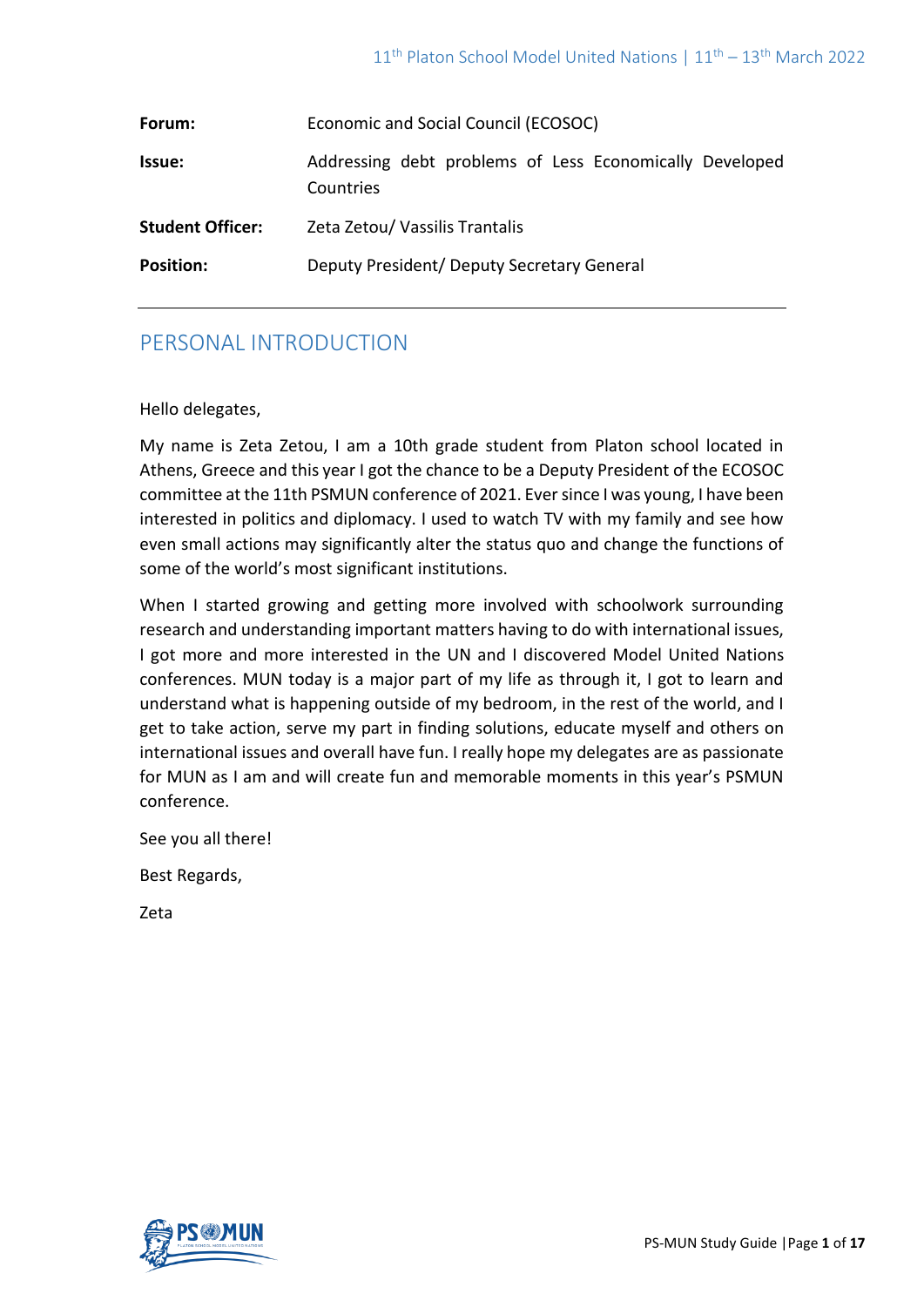| | |
|---|---|
| **Forum:** | Economic and Social Council (ECOSOC) |
| **Issue:** | Addressing debt problems of Less Economically Developed Countries |
| **Student Officer:** | Zeta Zetou/ Vassilis Trantalis |
| **Position:** | Deputy President/ Deputy Secretary General |

## PERSONAL INTRODUCTION

Hello delegates,

My name is Zeta Zetou, I am a 10th grade student from Platon school located in Athens, Greece and this year I got the chance to be a Deputy President of the ECOSOC committee at the 11th PSMUN conference of 2021. Ever since I was young, I have been interested in politics and diplomacy. I used to watch TV with my family and see how even small actions may significantly alter the status quo and change the functions of some of the world's most significant institutions.

When I started growing and getting more involved with schoolwork surrounding research and understanding important matters having to do with international issues, I got more and more interested in the UN and I discovered Model United Nations conferences. MUN today is a major part of my life as through it, I got to learn and understand what is happening outside of my bedroom, in the rest of the world, and I get to take action, serve my part in finding solutions, educate myself and others on international issues and overall have fun. I really hope my delegates are as passionate for MUN as I am and will create fun and memorable moments in this year's PSMUN conference.

See you all there!

Best Regards,

Zeta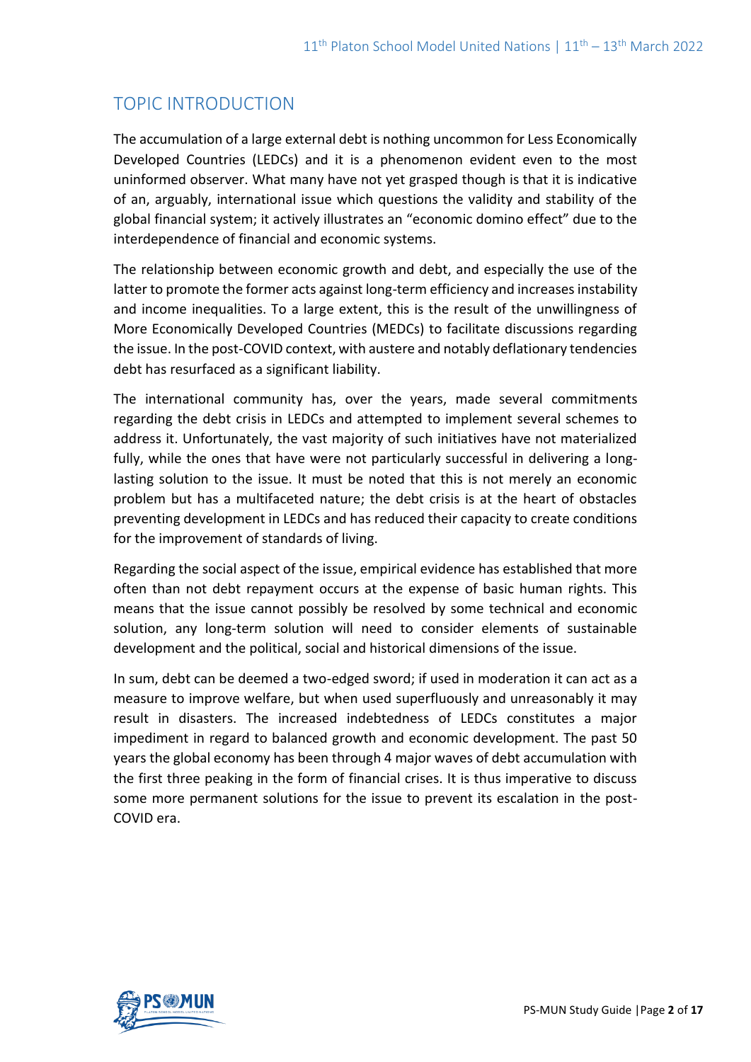## TOPIC INTRODUCTION

The accumulation of a large external debt is nothing uncommon for Less Economically Developed Countries (LEDCs) and it is a phenomenon evident even to the most uninformed observer. What many have not yet grasped though is that it is indicative of an, arguably, international issue which questions the validity and stability of the global financial system; it actively illustrates an "economic domino effect" due to the interdependence of financial and economic systems.

The relationship between economic growth and debt, and especially the use of the latter to promote the former acts against long-term efficiency and increases instability and income inequalities. To a large extent, this is the result of the unwillingness of More Economically Developed Countries (MEDCs) to facilitate discussions regarding the issue. In the post-COVID context, with austere and notably deflationary tendencies debt has resurfaced as a significant liability.

The international community has, over the years, made several commitments regarding the debt crisis in LEDCs and attempted to implement several schemes to address it. Unfortunately, the vast majority of such initiatives have not materialized fully, while the ones that have were not particularly successful in delivering a long-lasting solution to the issue. It must be noted that this is not merely an economic problem but has a multifaceted nature; the debt crisis is at the heart of obstacles preventing development in LEDCs and has reduced their capacity to create conditions for the improvement of standards of living.

Regarding the social aspect of the issue, empirical evidence has established that more often than not debt repayment occurs at the expense of basic human rights. This means that the issue cannot possibly be resolved by some technical and economic solution, any long-term solution will need to consider elements of sustainable development and the political, social and historical dimensions of the issue.

In sum, debt can be deemed a two-edged sword; if used in moderation it can act as a measure to improve welfare, but when used superfluously and unreasonably it may result in disasters. The increased indebtedness of LEDCs constitutes a major impediment in regard to balanced growth and economic development. The past 50 years the global economy has been through 4 major waves of debt accumulation with the first three peaking in the form of financial crises. It is thus imperative to discuss some more permanent solutions for the issue to prevent its escalation in the post-COVID era.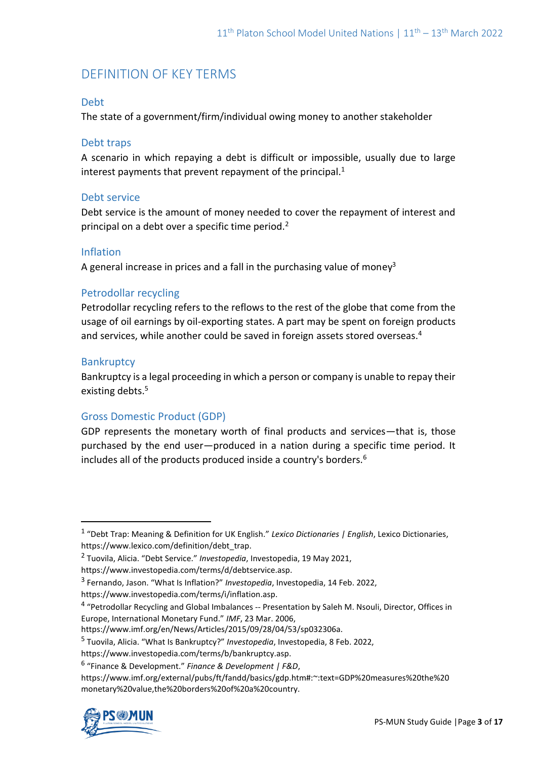## DEFINITION OF KEY TERMS

### Debt

The state of a government/firm/individual owing money to another stakeholder

### Debt traps

A scenario in which repaying a debt is difficult or impossible, usually due to large interest payments that prevent repayment of the principal.[1]

### Debt service

Debt service is the amount of money needed to cover the repayment of interest and principal on a debt over a specific time period.[2]

### Inflation

A general increase in prices and a fall in the purchasing value of money[3]

### Petrodollar recycling

Petrodollar recycling refers to the reflows to the rest of the globe that come from the usage of oil earnings by oil-exporting states. A part may be spent on foreign products and services, while another could be saved in foreign assets stored overseas.[4]

### Bankruptcy

Bankruptcy is a legal proceeding in which a person or company is unable to repay their existing debts.[5]

### Gross Domestic Product (GDP)

GDP represents the monetary worth of final products and services—that is, those purchased by the end user—produced in a nation during a specific time period. It includes all of the products produced inside a country's borders.[6]

---

[1] "Debt Trap: Meaning & Definition for UK English." *Lexico Dictionaries | English*, Lexico Dictionaries, https://www.lexico.com/definition/debt_trap.

[2] Tuovila, Alicia. "Debt Service." *Investopedia*, Investopedia, 19 May 2021, https://www.investopedia.com/terms/d/debtservice.asp.

[3] Fernando, Jason. "What Is Inflation?" *Investopedia*, Investopedia, 14 Feb. 2022, https://www.investopedia.com/terms/i/inflation.asp.

[4] "Petrodollar Recycling and Global Imbalances -- Presentation by Saleh M. Nsouli, Director, Offices in Europe, International Monetary Fund." *IMF*, 23 Mar. 2006, https://www.imf.org/en/News/Articles/2015/09/28/04/53/sp032306a.

[5] Tuovila, Alicia. "What Is Bankruptcy?" *Investopedia*, Investopedia, 8 Feb. 2022, https://www.investopedia.com/terms/b/bankruptcy.asp.

[6] "Finance & Development." *Finance & Development | F&D*, https://www.imf.org/external/pubs/ft/fandd/basics/gdp.htm#:~:text=GDP%20measures%20the%20monetary%20value,the%20borders%20of%20a%20country.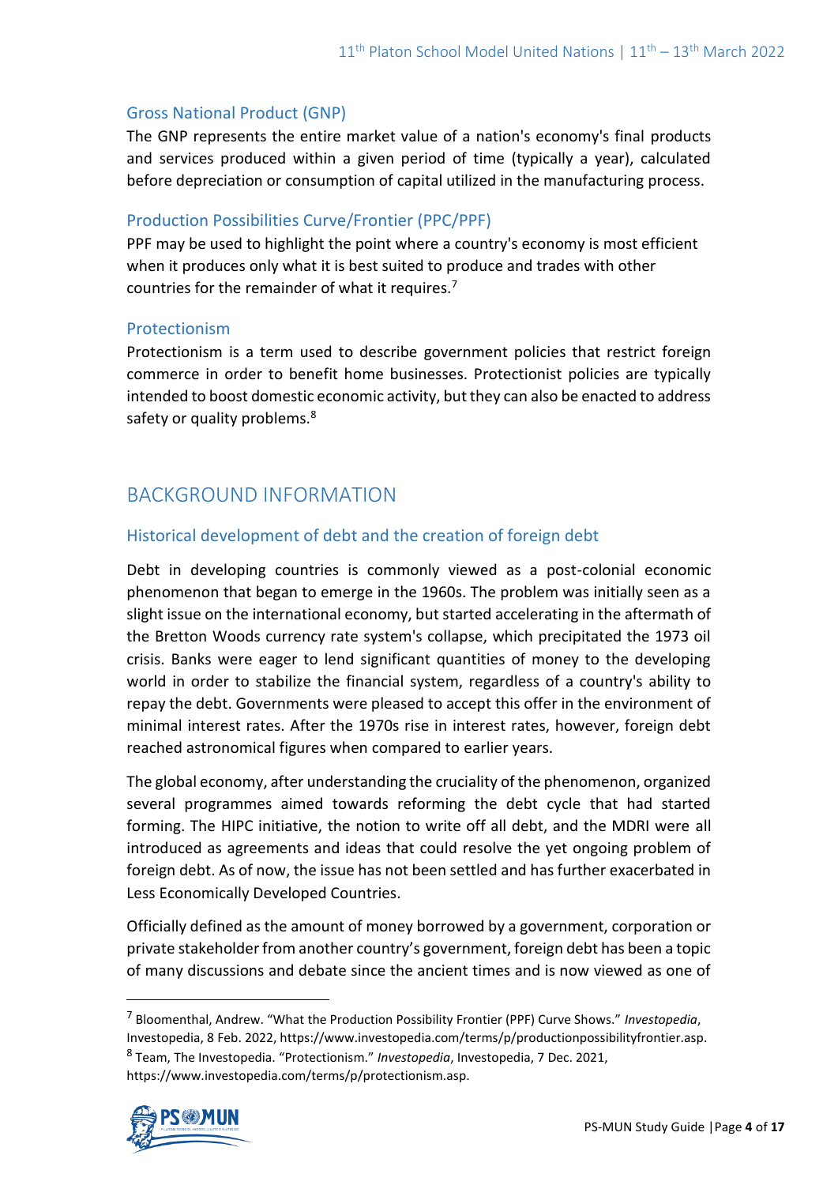### Gross National Product (GNP)

The GNP represents the entire market value of a nation's economy's final products and services produced within a given period of time (typically a year), calculated before depreciation or consumption of capital utilized in the manufacturing process.

### Production Possibilities Curve/Frontier (PPC/PPF)

PPF may be used to highlight the point where a country's economy is most efficient when it produces only what it is best suited to produce and trades with other countries for the remainder of what it requires.[7]

### Protectionism

Protectionism is a term used to describe government policies that restrict foreign commerce in order to benefit home businesses. Protectionist policies are typically intended to boost domestic economic activity, but they can also be enacted to address safety or quality problems.[8]

## BACKGROUND INFORMATION

### Historical development of debt and the creation of foreign debt

Debt in developing countries is commonly viewed as a post-colonial economic phenomenon that began to emerge in the 1960s. The problem was initially seen as a slight issue on the international economy, but started accelerating in the aftermath of the Bretton Woods currency rate system's collapse, which precipitated the 1973 oil crisis. Banks were eager to lend significant quantities of money to the developing world in order to stabilize the financial system, regardless of a country's ability to repay the debt. Governments were pleased to accept this offer in the environment of minimal interest rates. After the 1970s rise in interest rates, however, foreign debt reached astronomical figures when compared to earlier years.

The global economy, after understanding the cruciality of the phenomenon, organized several programmes aimed towards reforming the debt cycle that had started forming. The HIPC initiative, the notion to write off all debt, and the MDRI were all introduced as agreements and ideas that could resolve the yet ongoing problem of foreign debt. As of now, the issue has not been settled and has further exacerbated in Less Economically Developed Countries.

Officially defined as the amount of money borrowed by a government, corporation or private stakeholder from another country's government, foreign debt has been a topic of many discussions and debate since the ancient times and is now viewed as one of

---

[7] Bloomenthal, Andrew. "What the Production Possibility Frontier (PPF) Curve Shows." *Investopedia*, Investopedia, 8 Feb. 2022, https://www.investopedia.com/terms/p/productionpossibilityfrontier.asp.

[8] Team, The Investopedia. "Protectionism." *Investopedia*, Investopedia, 7 Dec. 2021, https://www.investopedia.com/terms/p/protectionism.asp.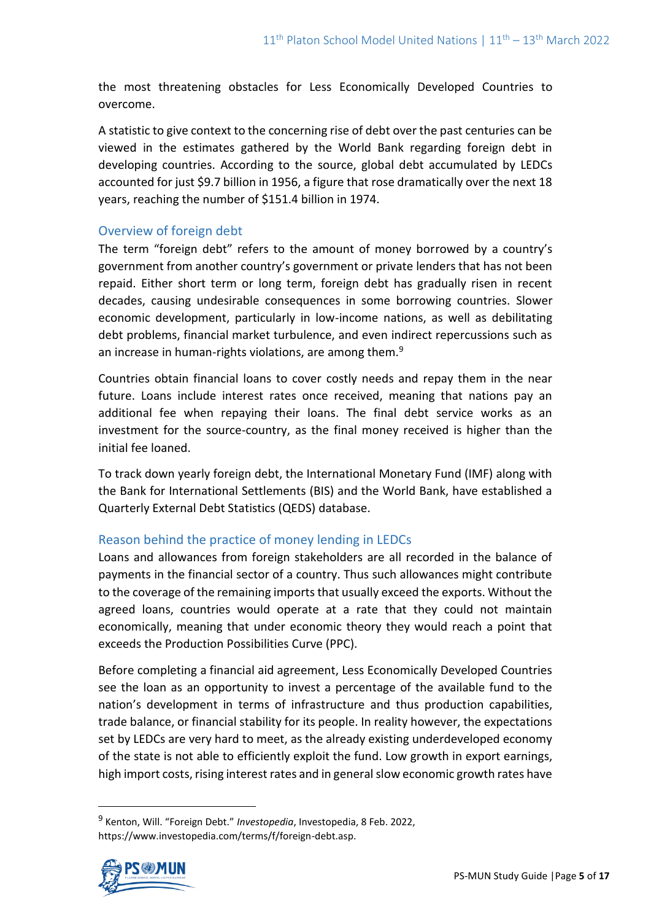the most threatening obstacles for Less Economically Developed Countries to overcome.

A statistic to give context to the concerning rise of debt over the past centuries can be viewed in the estimates gathered by the World Bank regarding foreign debt in developing countries. According to the source, global debt accumulated by LEDCs accounted for just \$9.7 billion in 1956, a figure that rose dramatically over the next 18 years, reaching the number of \$151.4 billion in 1974.

## Overview of foreign debt

The term "foreign debt" refers to the amount of money borrowed by a country's government from another country's government or private lenders that has not been repaid. Either short term or long term, foreign debt has gradually risen in recent decades, causing undesirable consequences in some borrowing countries. Slower economic development, particularly in low-income nations, as well as debilitating debt problems, financial market turbulence, and even indirect repercussions such as an increase in human-rights violations, are among them.[9]

Countries obtain financial loans to cover costly needs and repay them in the near future. Loans include interest rates once received, meaning that nations pay an additional fee when repaying their loans. The final debt service works as an investment for the source-country, as the final money received is higher than the initial fee loaned.

To track down yearly foreign debt, the International Monetary Fund (IMF) along with the Bank for International Settlements (BIS) and the World Bank, have established a Quarterly External Debt Statistics (QEDS) database.

## Reason behind the practice of money lending in LEDCs

Loans and allowances from foreign stakeholders are all recorded in the balance of payments in the financial sector of a country. Thus such allowances might contribute to the coverage of the remaining imports that usually exceed the exports. Without the agreed loans, countries would operate at a rate that they could not maintain economically, meaning that under economic theory they would reach a point that exceeds the Production Possibilities Curve (PPC).

Before completing a financial aid agreement, Less Economically Developed Countries see the loan as an opportunity to invest a percentage of the available fund to the nation's development in terms of infrastructure and thus production capabilities, trade balance, or financial stability for its people. In reality however, the expectations set by LEDCs are very hard to meet, as the already existing underdeveloped economy of the state is not able to efficiently exploit the fund. Low growth in export earnings, high import costs, rising interest rates and in general slow economic growth rates have

---

[9] Kenton, Will. "Foreign Debt." *Investopedia*, Investopedia, 8 Feb. 2022, https://www.investopedia.com/terms/f/foreign-debt.asp.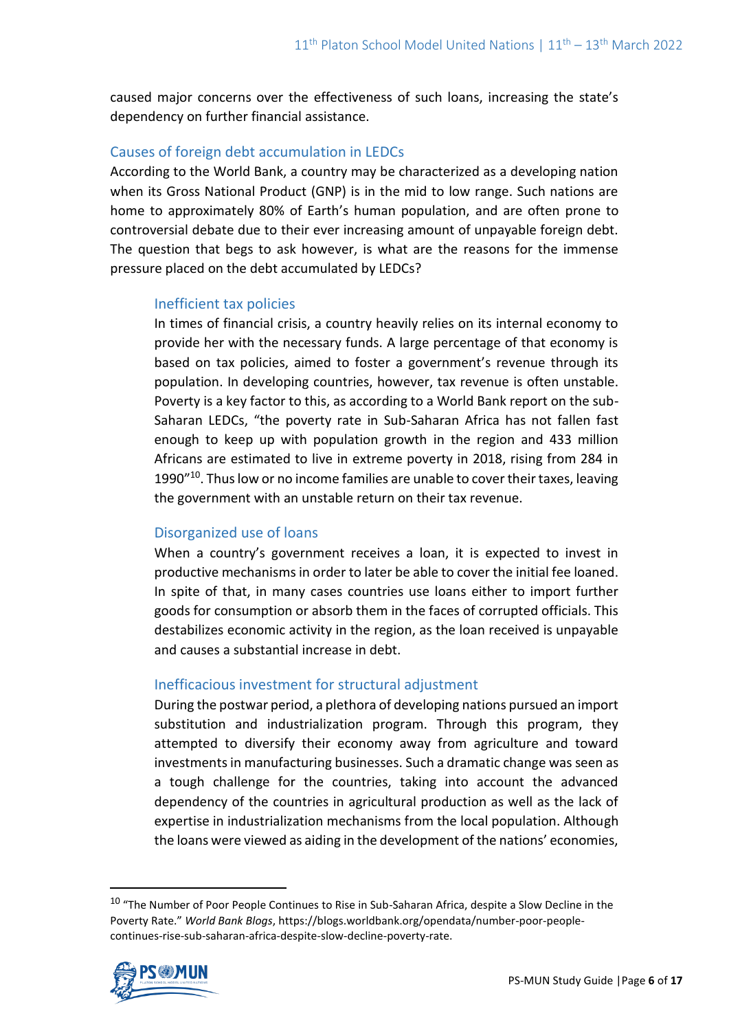caused major concerns over the effectiveness of such loans, increasing the state's dependency on further financial assistance.

## Causes of foreign debt accumulation in LEDCs

According to the World Bank, a country may be characterized as a developing nation when its Gross National Product (GNP) is in the mid to low range. Such nations are home to approximately 80% of Earth's human population, and are often prone to controversial debate due to their ever increasing amount of unpayable foreign debt. The question that begs to ask however, is what are the reasons for the immense pressure placed on the debt accumulated by LEDCs?

### Inefficient tax policies

In times of financial crisis, a country heavily relies on its internal economy to provide her with the necessary funds. A large percentage of that economy is based on tax policies, aimed to foster a government's revenue through its population. In developing countries, however, tax revenue is often unstable. Poverty is a key factor to this, as according to a World Bank report on the sub-Saharan LEDCs, "the poverty rate in Sub-Saharan Africa has not fallen fast enough to keep up with population growth in the region and 433 million Africans are estimated to live in extreme poverty in 2018, rising from 284 in 1990"[10]. Thus low or no income families are unable to cover their taxes, leaving the government with an unstable return on their tax revenue.

### Disorganized use of loans

When a country's government receives a loan, it is expected to invest in productive mechanisms in order to later be able to cover the initial fee loaned. In spite of that, in many cases countries use loans either to import further goods for consumption or absorb them in the faces of corrupted officials. This destabilizes economic activity in the region, as the loan received is unpayable and causes a substantial increase in debt.

### Inefficacious investment for structural adjustment

During the postwar period, a plethora of developing nations pursued an import substitution and industrialization program. Through this program, they attempted to diversify their economy away from agriculture and toward investments in manufacturing businesses. Such a dramatic change was seen as a tough challenge for the countries, taking into account the advanced dependency of the countries in agricultural production as well as the lack of expertise in industrialization mechanisms from the local population. Although the loans were viewed as aiding in the development of the nations' economies,

---

[10] "The Number of Poor People Continues to Rise in Sub-Saharan Africa, despite a Slow Decline in the Poverty Rate." *World Bank Blogs*, https://blogs.worldbank.org/opendata/number-poor-people-continues-rise-sub-saharan-africa-despite-slow-decline-poverty-rate.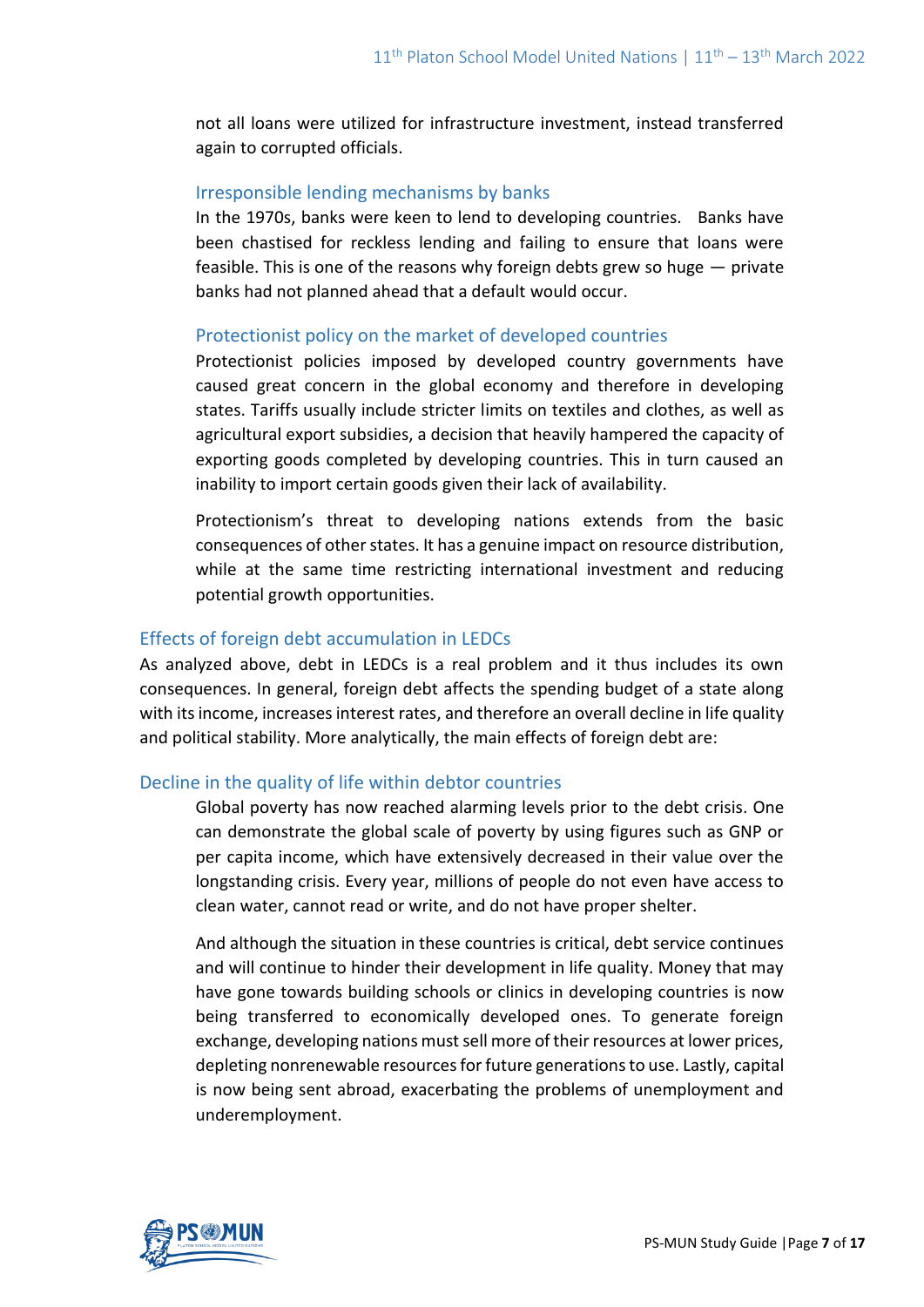not all loans were utilized for infrastructure investment, instead transferred again to corrupted officials.

### Irresponsible lending mechanisms by banks

In the 1970s, banks were keen to lend to developing countries. Banks have been chastised for reckless lending and failing to ensure that loans were feasible. This is one of the reasons why foreign debts grew so huge — private banks had not planned ahead that a default would occur.

### Protectionist policy on the market of developed countries

Protectionist policies imposed by developed country governments have caused great concern in the global economy and therefore in developing states. Tariffs usually include stricter limits on textiles and clothes, as well as agricultural export subsidies, a decision that heavily hampered the capacity of exporting goods completed by developing countries. This in turn caused an inability to import certain goods given their lack of availability.

Protectionism's threat to developing nations extends from the basic consequences of other states. It has a genuine impact on resource distribution, while at the same time restricting international investment and reducing potential growth opportunities.

## Effects of foreign debt accumulation in LEDCs

As analyzed above, debt in LEDCs is a real problem and it thus includes its own consequences. In general, foreign debt affects the spending budget of a state along with its income, increases interest rates, and therefore an overall decline in life quality and political stability. More analytically, the main effects of foreign debt are:

### Decline in the quality of life within debtor countries

Global poverty has now reached alarming levels prior to the debt crisis. One can demonstrate the global scale of poverty by using figures such as GNP or per capita income, which have extensively decreased in their value over the longstanding crisis. Every year, millions of people do not even have access to clean water, cannot read or write, and do not have proper shelter.

And although the situation in these countries is critical, debt service continues and will continue to hinder their development in life quality. Money that may have gone towards building schools or clinics in developing countries is now being transferred to economically developed ones. To generate foreign exchange, developing nations must sell more of their resources at lower prices, depleting nonrenewable resources for future generations to use. Lastly, capital is now being sent abroad, exacerbating the problems of unemployment and underemployment.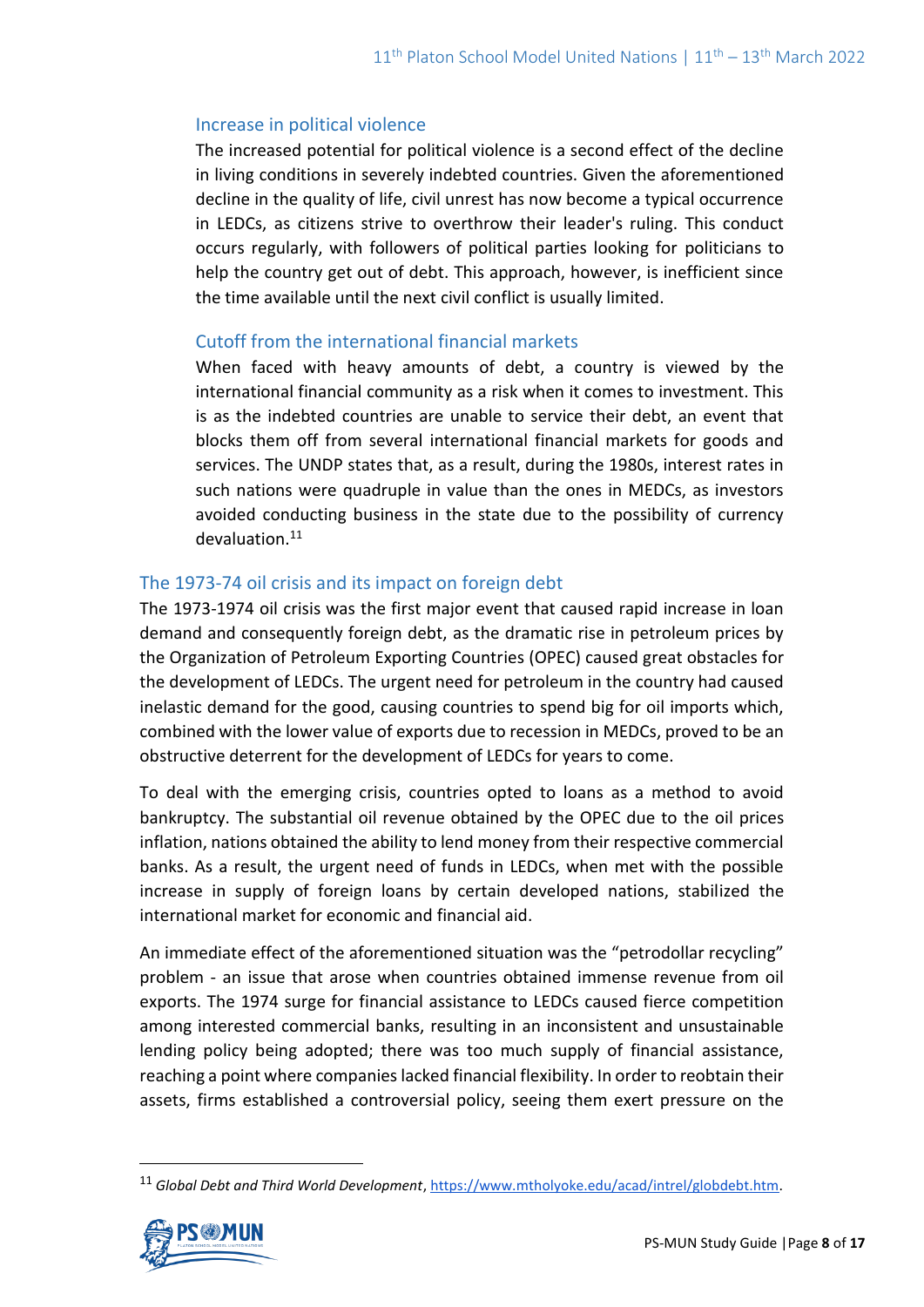### Increase in political violence

The increased potential for political violence is a second effect of the decline in living conditions in severely indebted countries. Given the aforementioned decline in the quality of life, civil unrest has now become a typical occurrence in LEDCs, as citizens strive to overthrow their leader's ruling. This conduct occurs regularly, with followers of political parties looking for politicians to help the country get out of debt. This approach, however, is inefficient since the time available until the next civil conflict is usually limited.

### Cutoff from the international financial markets

When faced with heavy amounts of debt, a country is viewed by the international financial community as a risk when it comes to investment. This is as the indebted countries are unable to service their debt, an event that blocks them off from several international financial markets for goods and services. The UNDP states that, as a result, during the 1980s, interest rates in such nations were quadruple in value than the ones in MEDCs, as investors avoided conducting business in the state due to the possibility of currency devaluation.[11]

## The 1973-74 oil crisis and its impact on foreign debt

The 1973-1974 oil crisis was the first major event that caused rapid increase in loan demand and consequently foreign debt, as the dramatic rise in petroleum prices by the Organization of Petroleum Exporting Countries (OPEC) caused great obstacles for the development of LEDCs. The urgent need for petroleum in the country had caused inelastic demand for the good, causing countries to spend big for oil imports which, combined with the lower value of exports due to recession in MEDCs, proved to be an obstructive deterrent for the development of LEDCs for years to come.

To deal with the emerging crisis, countries opted to loans as a method to avoid bankruptcy. The substantial oil revenue obtained by the OPEC due to the oil prices inflation, nations obtained the ability to lend money from their respective commercial banks. As a result, the urgent need of funds in LEDCs, when met with the possible increase in supply of foreign loans by certain developed nations, stabilized the international market for economic and financial aid.

An immediate effect of the aforementioned situation was the "petrodollar recycling" problem - an issue that arose when countries obtained immense revenue from oil exports. The 1974 surge for financial assistance to LEDCs caused fierce competition among interested commercial banks, resulting in an inconsistent and unsustainable lending policy being adopted; there was too much supply of financial assistance, reaching a point where companies lacked financial flexibility. In order to reobtain their assets, firms established a controversial policy, seeing them exert pressure on the

---

[11] *Global Debt and Third World Development*, https://www.mtholyoke.edu/acad/intrel/globdebt.htm.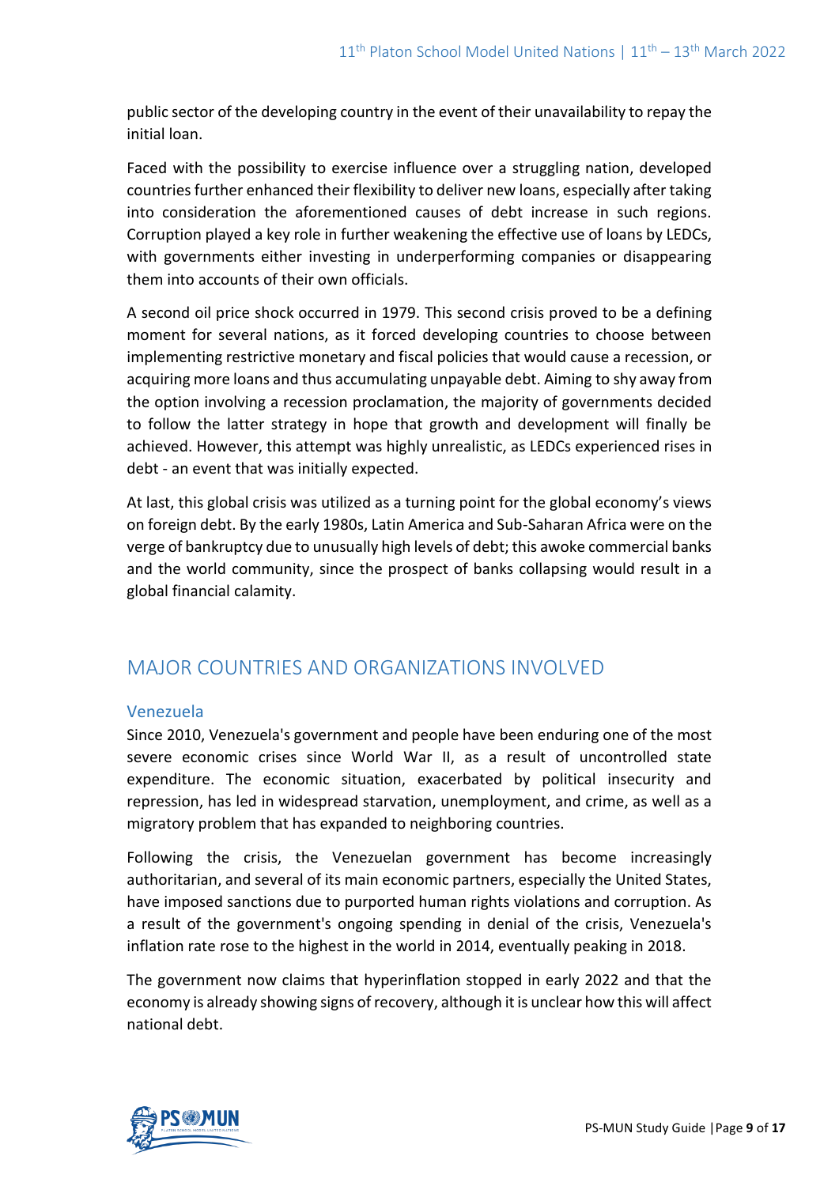public sector of the developing country in the event of their unavailability to repay the initial loan.

Faced with the possibility to exercise influence over a struggling nation, developed countries further enhanced their flexibility to deliver new loans, especially after taking into consideration the aforementioned causes of debt increase in such regions. Corruption played a key role in further weakening the effective use of loans by LEDCs, with governments either investing in underperforming companies or disappearing them into accounts of their own officials.

A second oil price shock occurred in 1979. This second crisis proved to be a defining moment for several nations, as it forced developing countries to choose between implementing restrictive monetary and fiscal policies that would cause a recession, or acquiring more loans and thus accumulating unpayable debt. Aiming to shy away from the option involving a recession proclamation, the majority of governments decided to follow the latter strategy in hope that growth and development will finally be achieved. However, this attempt was highly unrealistic, as LEDCs experienced rises in debt - an event that was initially expected.

At last, this global crisis was utilized as a turning point for the global economy's views on foreign debt. By the early 1980s, Latin America and Sub-Saharan Africa were on the verge of bankruptcy due to unusually high levels of debt; this awoke commercial banks and the world community, since the prospect of banks collapsing would result in a global financial calamity.

## MAJOR COUNTRIES AND ORGANIZATIONS INVOLVED

### Venezuela

Since 2010, Venezuela's government and people have been enduring one of the most severe economic crises since World War II, as a result of uncontrolled state expenditure. The economic situation, exacerbated by political insecurity and repression, has led in widespread starvation, unemployment, and crime, as well as a migratory problem that has expanded to neighboring countries.

Following the crisis, the Venezuelan government has become increasingly authoritarian, and several of its main economic partners, especially the United States, have imposed sanctions due to purported human rights violations and corruption. As a result of the government's ongoing spending in denial of the crisis, Venezuela's inflation rate rose to the highest in the world in 2014, eventually peaking in 2018.

The government now claims that hyperinflation stopped in early 2022 and that the economy is already showing signs of recovery, although it is unclear how this will affect national debt.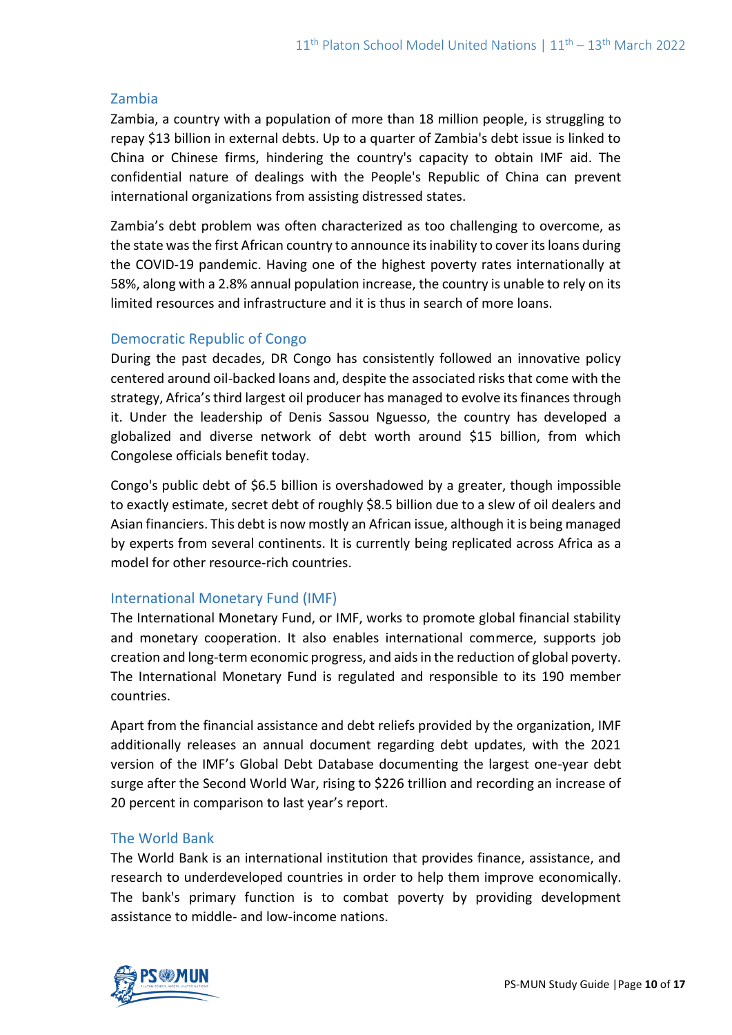### Zambia

Zambia, a country with a population of more than 18 million people, is struggling to repay $13 billion in external debts. Up to a quarter of Zambia's debt issue is linked to China or Chinese firms, hindering the country's capacity to obtain IMF aid. The confidential nature of dealings with the People's Republic of China can prevent international organizations from assisting distressed states.

Zambia's debt problem was often characterized as too challenging to overcome, as the state was the first African country to announce its inability to cover its loans during the COVID-19 pandemic. Having one of the highest poverty rates internationally at 58%, along with a 2.8% annual population increase, the country is unable to rely on its limited resources and infrastructure and it is thus in search of more loans.

### Democratic Republic of Congo

During the past decades, DR Congo has consistently followed an innovative policy centered around oil-backed loans and, despite the associated risks that come with the strategy, Africa's third largest oil producer has managed to evolve its finances through it. Under the leadership of Denis Sassou Nguesso, the country has developed a globalized and diverse network of debt worth around $15 billion, from which Congolese officials benefit today.

Congo's public debt of $6.5 billion is overshadowed by a greater, though impossible to exactly estimate, secret debt of roughly $8.5 billion due to a slew of oil dealers and Asian financiers. This debt is now mostly an African issue, although it is being managed by experts from several continents. It is currently being replicated across Africa as a model for other resource-rich countries.

### International Monetary Fund (IMF)

The International Monetary Fund, or IMF, works to promote global financial stability and monetary cooperation. It also enables international commerce, supports job creation and long-term economic progress, and aids in the reduction of global poverty. The International Monetary Fund is regulated and responsible to its 190 member countries.

Apart from the financial assistance and debt reliefs provided by the organization, IMF additionally releases an annual document regarding debt updates, with the 2021 version of the IMF's Global Debt Database documenting the largest one-year debt surge after the Second World War, rising to $226 trillion and recording an increase of 20 percent in comparison to last year's report.

### The World Bank

The World Bank is an international institution that provides finance, assistance, and research to underdeveloped countries in order to help them improve economically. The bank's primary function is to combat poverty by providing development assistance to middle- and low-income nations.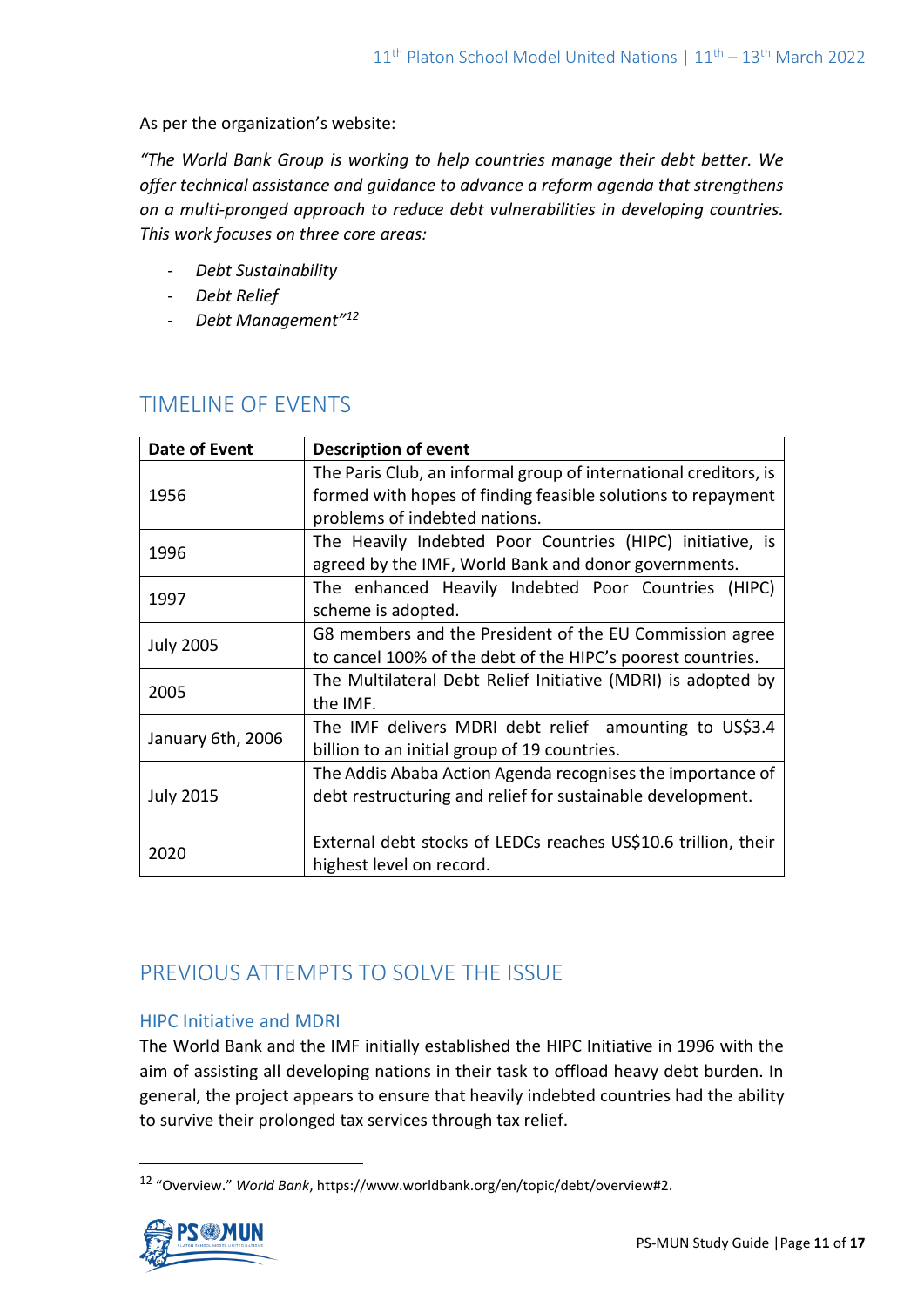As per the organization's website:

*"The World Bank Group is working to help countries manage their debt better. We offer technical assistance and guidance to advance a reform agenda that strengthens on a multi-pronged approach to reduce debt vulnerabilities in developing countries. This work focuses on three core areas:*

- *Debt Sustainability*
- *Debt Relief*
- *Debt Management"*[12]

## TIMELINE OF EVENTS

| Date of Event | Description of event |
| --- | --- |
| 1956 | The Paris Club, an informal group of international creditors, is formed with hopes of finding feasible solutions to repayment problems of indebted nations. |
| 1996 | The Heavily Indebted Poor Countries (HIPC) initiative, is agreed by the IMF, World Bank and donor governments. |
| 1997 | The enhanced Heavily Indebted Poor Countries (HIPC) scheme is adopted. |
| July 2005 | G8 members and the President of the EU Commission agree to cancel 100% of the debt of the HIPC's poorest countries. |
| 2005 | The Multilateral Debt Relief Initiative (MDRI) is adopted by the IMF. |
| January 6th, 2006 | The IMF delivers MDRI debt relief amounting to US$3.4 billion to an initial group of 19 countries. |
| July 2015 | The Addis Ababa Action Agenda recognises the importance of debt restructuring and relief for sustainable development. |
| 2020 | External debt stocks of LEDCs reaches US$10.6 trillion, their highest level on record. |

## PREVIOUS ATTEMPTS TO SOLVE THE ISSUE

### HIPC Initiative and MDRI

The World Bank and the IMF initially established the HIPC Initiative in 1996 with the aim of assisting all developing nations in their task to offload heavy debt burden. In general, the project appears to ensure that heavily indebted countries had the ability to survive their prolonged tax services through tax relief.

[12] "Overview." *World Bank*, https://www.worldbank.org/en/topic/debt/overview#2.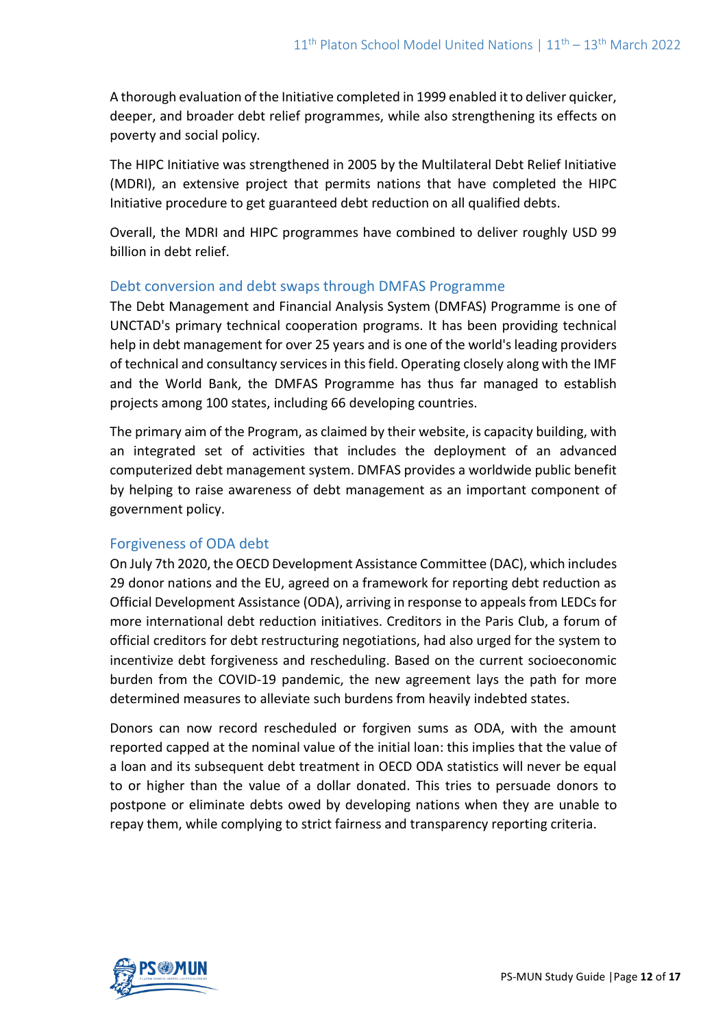A thorough evaluation of the Initiative completed in 1999 enabled it to deliver quicker, deeper, and broader debt relief programmes, while also strengthening its effects on poverty and social policy.

The HIPC Initiative was strengthened in 2005 by the Multilateral Debt Relief Initiative (MDRI), an extensive project that permits nations that have completed the HIPC Initiative procedure to get guaranteed debt reduction on all qualified debts.

Overall, the MDRI and HIPC programmes have combined to deliver roughly USD 99 billion in debt relief.

### Debt conversion and debt swaps through DMFAS Programme

The Debt Management and Financial Analysis System (DMFAS) Programme is one of UNCTAD's primary technical cooperation programs. It has been providing technical help in debt management for over 25 years and is one of the world's leading providers of technical and consultancy services in this field. Operating closely along with the IMF and the World Bank, the DMFAS Programme has thus far managed to establish projects among 100 states, including 66 developing countries.

The primary aim of the Program, as claimed by their website, is capacity building, with an integrated set of activities that includes the deployment of an advanced computerized debt management system. DMFAS provides a worldwide public benefit by helping to raise awareness of debt management as an important component of government policy.

### Forgiveness of ODA debt

On July 7th 2020, the OECD Development Assistance Committee (DAC), which includes 29 donor nations and the EU, agreed on a framework for reporting debt reduction as Official Development Assistance (ODA), arriving in response to appeals from LEDCs for more international debt reduction initiatives. Creditors in the Paris Club, a forum of official creditors for debt restructuring negotiations, had also urged for the system to incentivize debt forgiveness and rescheduling. Based on the current socioeconomic burden from the COVID-19 pandemic, the new agreement lays the path for more determined measures to alleviate such burdens from heavily indebted states.

Donors can now record rescheduled or forgiven sums as ODA, with the amount reported capped at the nominal value of the initial loan: this implies that the value of a loan and its subsequent debt treatment in OECD ODA statistics will never be equal to or higher than the value of a dollar donated. This tries to persuade donors to postpone or eliminate debts owed by developing nations when they are unable to repay them, while complying to strict fairness and transparency reporting criteria.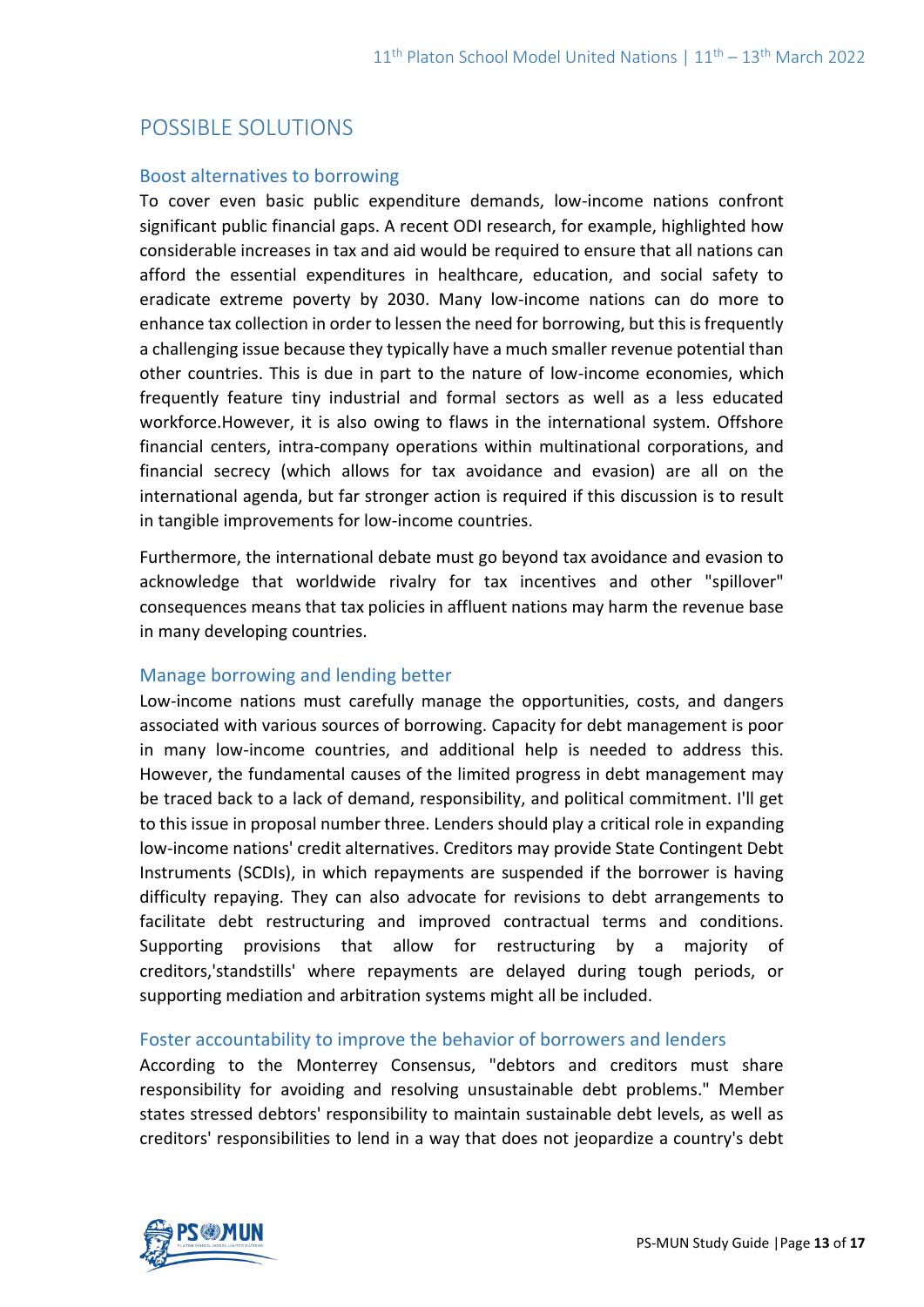## POSSIBLE SOLUTIONS

### Boost alternatives to borrowing

To cover even basic public expenditure demands, low-income nations confront significant public financial gaps. A recent ODI research, for example, highlighted how considerable increases in tax and aid would be required to ensure that all nations can afford the essential expenditures in healthcare, education, and social safety to eradicate extreme poverty by 2030. Many low-income nations can do more to enhance tax collection in order to lessen the need for borrowing, but this is frequently a challenging issue because they typically have a much smaller revenue potential than other countries. This is due in part to the nature of low-income economies, which frequently feature tiny industrial and formal sectors as well as a less educated workforce.However, it is also owing to flaws in the international system. Offshore financial centers, intra-company operations within multinational corporations, and financial secrecy (which allows for tax avoidance and evasion) are all on the international agenda, but far stronger action is required if this discussion is to result in tangible improvements for low-income countries.

Furthermore, the international debate must go beyond tax avoidance and evasion to acknowledge that worldwide rivalry for tax incentives and other "spillover" consequences means that tax policies in affluent nations may harm the revenue base in many developing countries.

### Manage borrowing and lending better

Low-income nations must carefully manage the opportunities, costs, and dangers associated with various sources of borrowing. Capacity for debt management is poor in many low-income countries, and additional help is needed to address this. However, the fundamental causes of the limited progress in debt management may be traced back to a lack of demand, responsibility, and political commitment. I'll get to this issue in proposal number three. Lenders should play a critical role in expanding low-income nations' credit alternatives. Creditors may provide State Contingent Debt Instruments (SCDIs), in which repayments are suspended if the borrower is having difficulty repaying. They can also advocate for revisions to debt arrangements to facilitate debt restructuring and improved contractual terms and conditions. Supporting provisions that allow for restructuring by a majority of creditors,'standstills' where repayments are delayed during tough periods, or supporting mediation and arbitration systems might all be included.

### Foster accountability to improve the behavior of borrowers and lenders

According to the Monterrey Consensus, "debtors and creditors must share responsibility for avoiding and resolving unsustainable debt problems." Member states stressed debtors' responsibility to maintain sustainable debt levels, as well as creditors' responsibilities to lend in a way that does not jeopardize a country's debt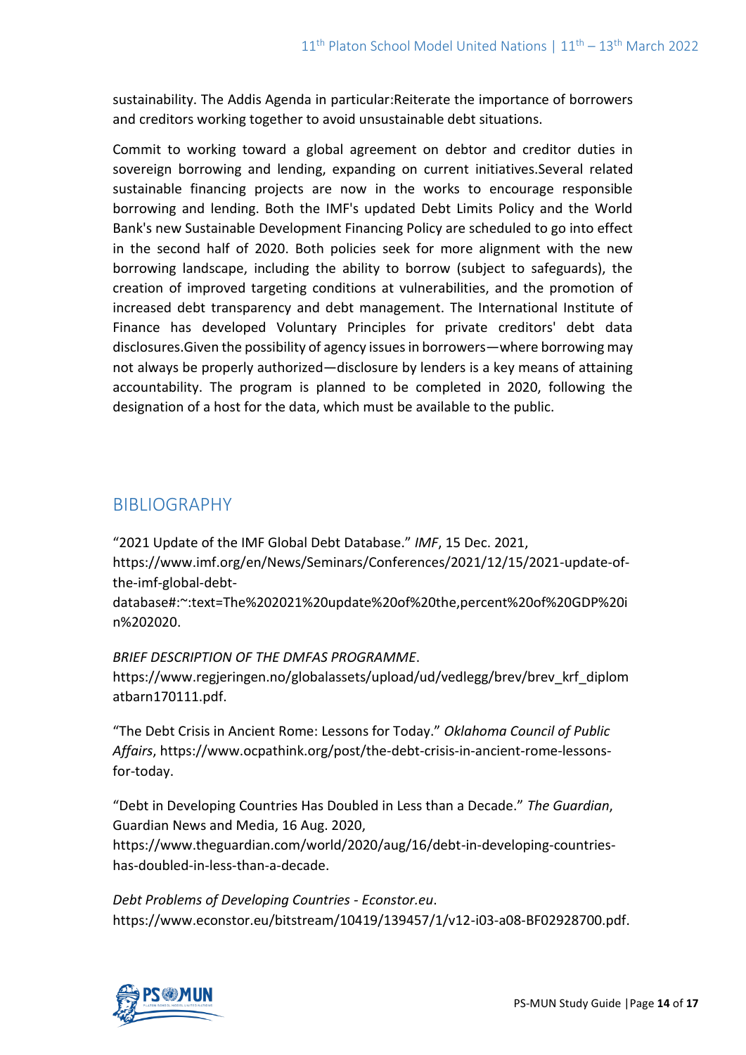sustainability. The Addis Agenda in particular:Reiterate the importance of borrowers and creditors working together to avoid unsustainable debt situations.

Commit to working toward a global agreement on debtor and creditor duties in sovereign borrowing and lending, expanding on current initiatives.Several related sustainable financing projects are now in the works to encourage responsible borrowing and lending. Both the IMF's updated Debt Limits Policy and the World Bank's new Sustainable Development Financing Policy are scheduled to go into effect in the second half of 2020. Both policies seek for more alignment with the new borrowing landscape, including the ability to borrow (subject to safeguards), the creation of improved targeting conditions at vulnerabilities, and the promotion of increased debt transparency and debt management. The International Institute of Finance has developed Voluntary Principles for private creditors' debt data disclosures.Given the possibility of agency issues in borrowers—where borrowing may not always be properly authorized—disclosure by lenders is a key means of attaining accountability. The program is planned to be completed in 2020, following the designation of a host for the data, which must be available to the public.

## BIBLIOGRAPHY

"2021 Update of the IMF Global Debt Database." *IMF*, 15 Dec. 2021, https://www.imf.org/en/News/Seminars/Conferences/2021/12/15/2021-update-of-the-imf-global-debt-database#:~:text=The%202021%20update%20of%20the,percent%20of%20GDP%20in%202020.

*BRIEF DESCRIPTION OF THE DMFAS PROGRAMME*. https://www.regjeringen.no/globalassets/upload/ud/vedlegg/brev/brev_krf_diplomatbarn170111.pdf.

"The Debt Crisis in Ancient Rome: Lessons for Today." *Oklahoma Council of Public Affairs*, https://www.ocpathink.org/post/the-debt-crisis-in-ancient-rome-lessons-for-today.

"Debt in Developing Countries Has Doubled in Less than a Decade." *The Guardian*, Guardian News and Media, 16 Aug. 2020, https://www.theguardian.com/world/2020/aug/16/debt-in-developing-countries-has-doubled-in-less-than-a-decade.

*Debt Problems of Developing Countries - Econstor.eu*. https://www.econstor.eu/bitstream/10419/139457/1/v12-i03-a08-BF02928700.pdf.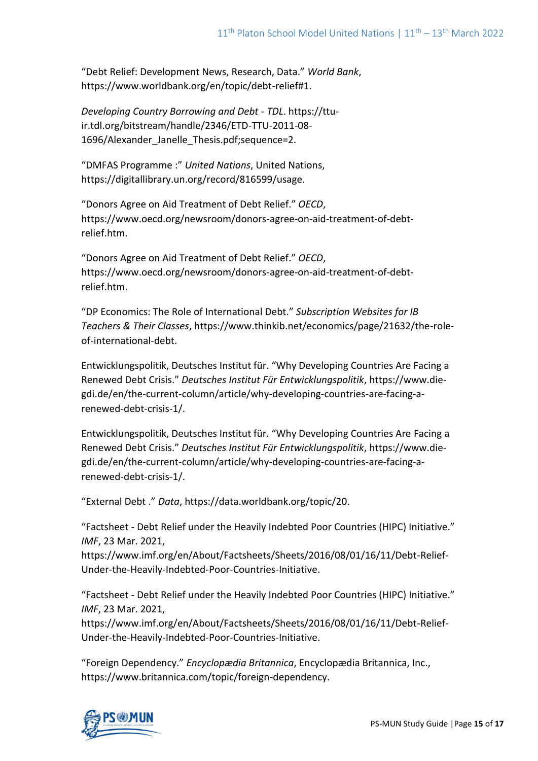"Debt Relief: Development News, Research, Data." *World Bank*, https://www.worldbank.org/en/topic/debt-relief#1.

*Developing Country Borrowing and Debt - TDL*. https://ttu-ir.tdl.org/bitstream/handle/2346/ETD-TTU-2011-08-1696/Alexander_Janelle_Thesis.pdf;sequence=2.

"DMFAS Programme :" *United Nations*, United Nations, https://digitallibrary.un.org/record/816599/usage.

"Donors Agree on Aid Treatment of Debt Relief." *OECD*, https://www.oecd.org/newsroom/donors-agree-on-aid-treatment-of-debt-relief.htm.

"Donors Agree on Aid Treatment of Debt Relief." *OECD*, https://www.oecd.org/newsroom/donors-agree-on-aid-treatment-of-debt-relief.htm.

"DP Economics: The Role of International Debt." *Subscription Websites for IB Teachers & Their Classes*, https://www.thinkib.net/economics/page/21632/the-role-of-international-debt.

Entwicklungspolitik, Deutsches Institut für. "Why Developing Countries Are Facing a Renewed Debt Crisis." *Deutsches Institut Für Entwicklungspolitik*, https://www.die-gdi.de/en/the-current-column/article/why-developing-countries-are-facing-a-renewed-debt-crisis-1/.

Entwicklungspolitik, Deutsches Institut für. "Why Developing Countries Are Facing a Renewed Debt Crisis." *Deutsches Institut Für Entwicklungspolitik*, https://www.die-gdi.de/en/the-current-column/article/why-developing-countries-are-facing-a-renewed-debt-crisis-1/.

"External Debt ." *Data*, https://data.worldbank.org/topic/20.

"Factsheet - Debt Relief under the Heavily Indebted Poor Countries (HIPC) Initiative." *IMF*, 23 Mar. 2021, https://www.imf.org/en/About/Factsheets/Sheets/2016/08/01/16/11/Debt-Relief-Under-the-Heavily-Indebted-Poor-Countries-Initiative.

"Factsheet - Debt Relief under the Heavily Indebted Poor Countries (HIPC) Initiative." *IMF*, 23 Mar. 2021, https://www.imf.org/en/About/Factsheets/Sheets/2016/08/01/16/11/Debt-Relief-Under-the-Heavily-Indebted-Poor-Countries-Initiative.

"Foreign Dependency." *Encyclopædia Britannica*, Encyclopædia Britannica, Inc., https://www.britannica.com/topic/foreign-dependency.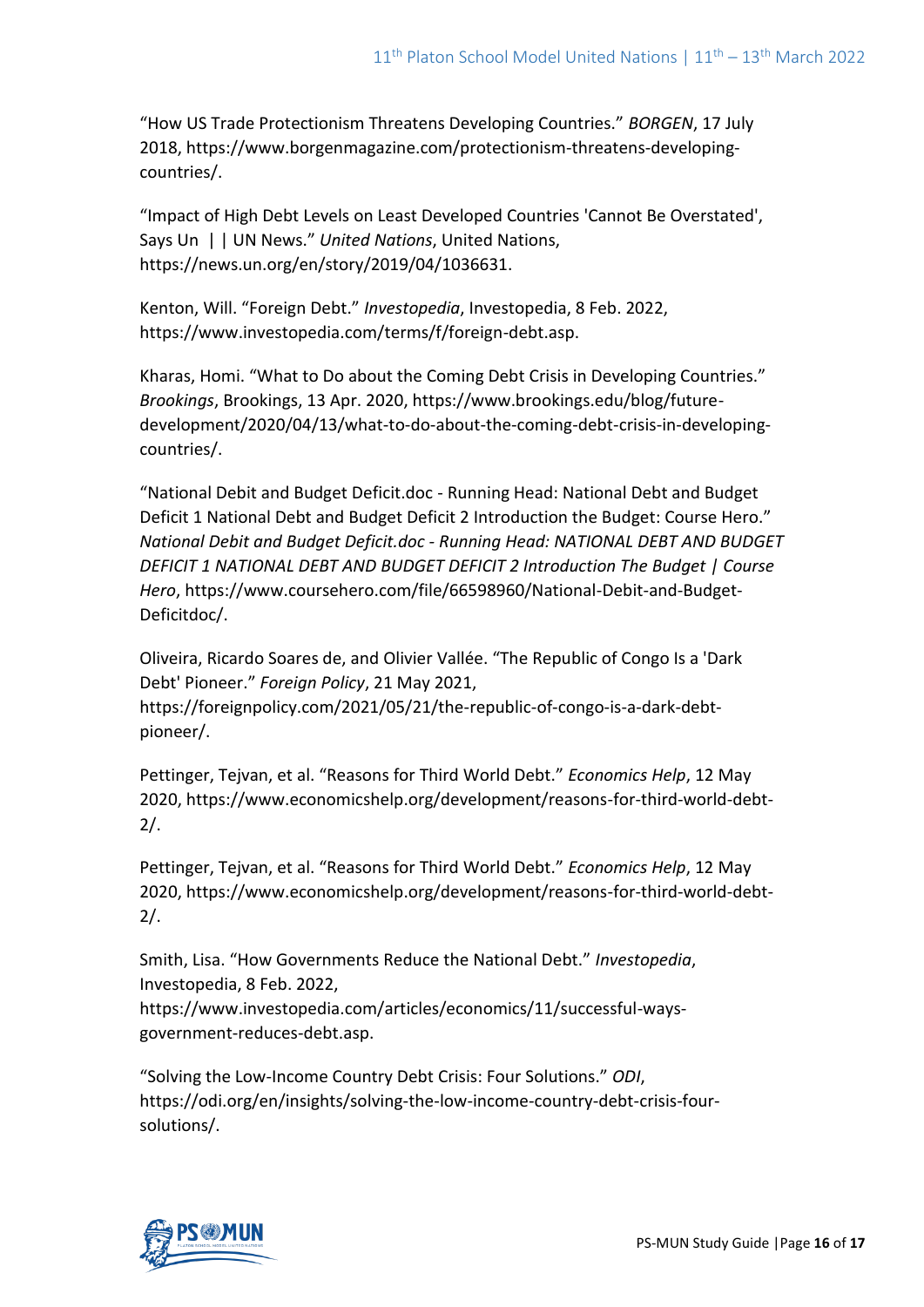“How US Trade Protectionism Threatens Developing Countries.” *BORGEN*, 17 July 2018, https://www.borgenmagazine.com/protectionism-threatens-developing-countries/.

“Impact of High Debt Levels on Least Developed Countries 'Cannot Be Overstated', Says Un | | UN News.” *United Nations*, United Nations, https://news.un.org/en/story/2019/04/1036631.

Kenton, Will. “Foreign Debt.” *Investopedia*, Investopedia, 8 Feb. 2022, https://www.investopedia.com/terms/f/foreign-debt.asp.

Kharas, Homi. “What to Do about the Coming Debt Crisis in Developing Countries.” *Brookings*, Brookings, 13 Apr. 2020, https://www.brookings.edu/blog/future-development/2020/04/13/what-to-do-about-the-coming-debt-crisis-in-developing-countries/.

“National Debit and Budget Deficit.doc - Running Head: National Debt and Budget Deficit 1 National Debt and Budget Deficit 2 Introduction the Budget: Course Hero.” *National Debit and Budget Deficit.doc - Running Head: NATIONAL DEBT AND BUDGET DEFICIT 1 NATIONAL DEBT AND BUDGET DEFICIT 2 Introduction The Budget | Course Hero*, https://www.coursehero.com/file/66598960/National-Debit-and-Budget-Deficitdoc/.

Oliveira, Ricardo Soares de, and Olivier Vallée. “The Republic of Congo Is a 'Dark Debt' Pioneer.” *Foreign Policy*, 21 May 2021, https://foreignpolicy.com/2021/05/21/the-republic-of-congo-is-a-dark-debt-pioneer/.

Pettinger, Tejvan, et al. “Reasons for Third World Debt.” *Economics Help*, 12 May 2020, https://www.economicshelp.org/development/reasons-for-third-world-debt-2/.

Pettinger, Tejvan, et al. “Reasons for Third World Debt.” *Economics Help*, 12 May 2020, https://www.economicshelp.org/development/reasons-for-third-world-debt-2/.

Smith, Lisa. “How Governments Reduce the National Debt.” *Investopedia*, Investopedia, 8 Feb. 2022, https://www.investopedia.com/articles/economics/11/successful-ways-government-reduces-debt.asp.

“Solving the Low-Income Country Debt Crisis: Four Solutions.” *ODI*, https://odi.org/en/insights/solving-the-low-income-country-debt-crisis-four-solutions/.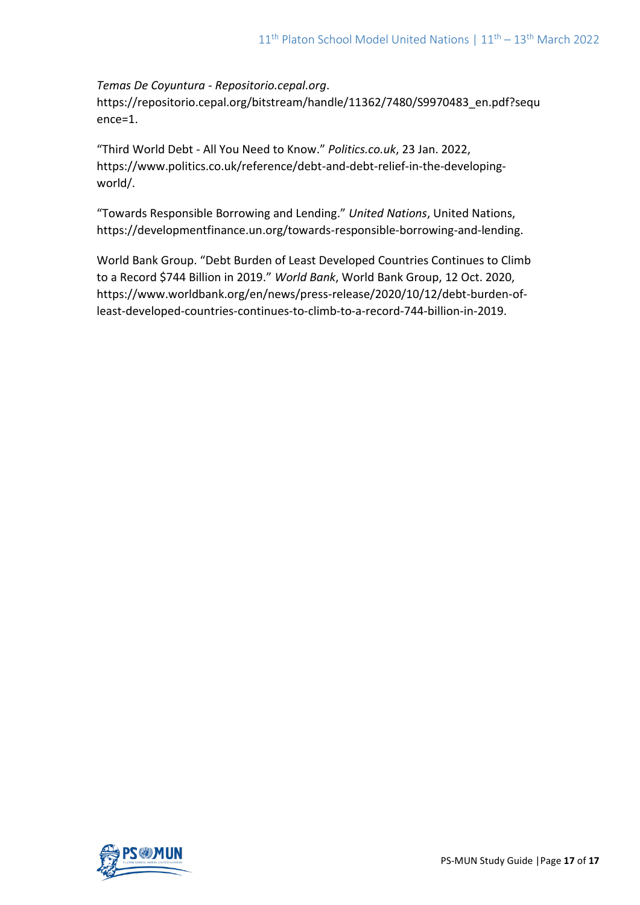*Temas De Coyuntura - Repositorio.cepal.org*. https://repositorio.cepal.org/bitstream/handle/11362/7480/S9970483_en.pdf?sequence=1.

“Third World Debt - All You Need to Know.” *Politics.co.uk*, 23 Jan. 2022, https://www.politics.co.uk/reference/debt-and-debt-relief-in-the-developing-world/.

“Towards Responsible Borrowing and Lending.” *United Nations*, United Nations, https://developmentfinance.un.org/towards-responsible-borrowing-and-lending.

World Bank Group. “Debt Burden of Least Developed Countries Continues to Climb to a Record $744 Billion in 2019.” *World Bank*, World Bank Group, 12 Oct. 2020, https://www.worldbank.org/en/news/press-release/2020/10/12/debt-burden-of-least-developed-countries-continues-to-climb-to-a-record-744-billion-in-2019.